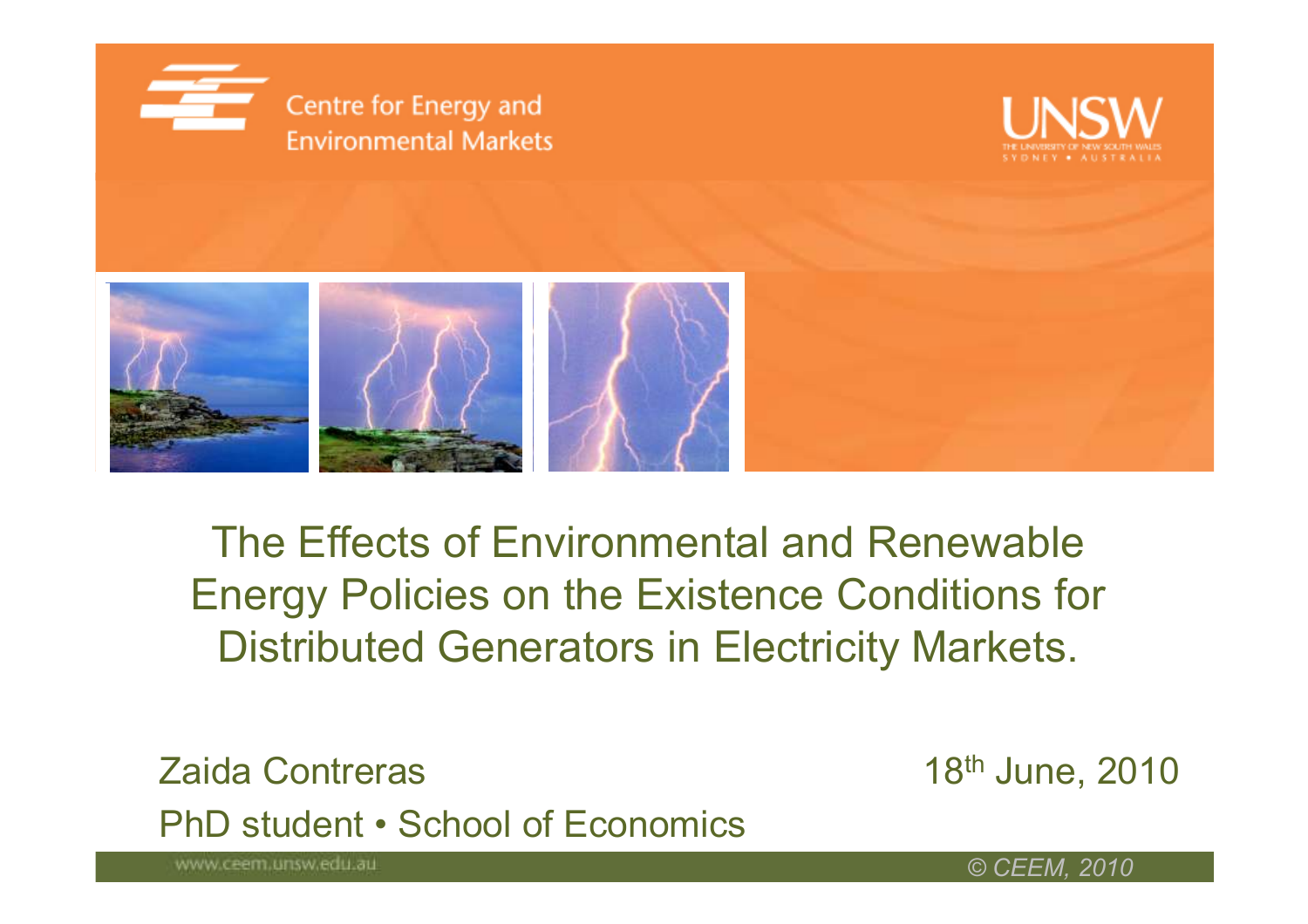Centre for Energy and Environmental Markets

UNSW

# The Effects of Environmental and Renewable Energy Policies on the Existence Conditions for Distributed Generators in Electricity Markets.

Zaida Contreras

PhD student • School of Economics

18th June, 2010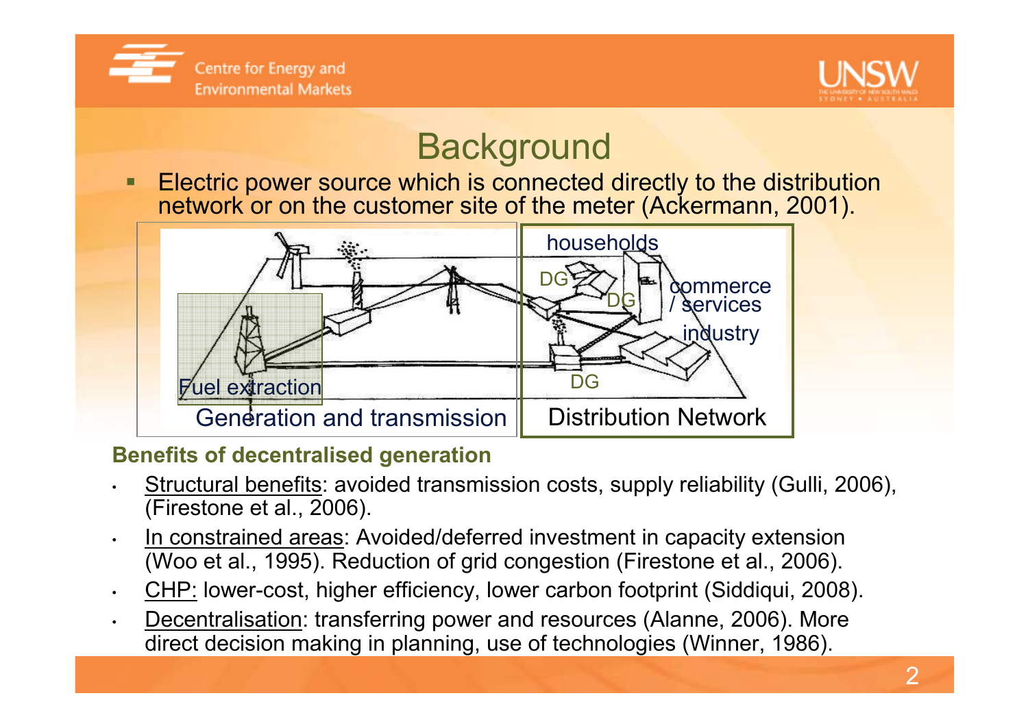# Background

- Electric power source which is connected directly to the distribution network or on the customer site of the meter (Ackermann, 2001).

households

DG

DG

commerce / services

industry

DG

Fuel extraction

Generation and transmission

Distribution Network

**Benefits of decentralised generation**

- Structural benefits: avoided transmission costs, supply reliability (Gulli, 2006), (Firestone et al., 2006).
- In constrained areas: Avoided/deferred investment in capacity extension (Woo et al., 1995). Reduction of grid congestion (Firestone et al., 2006).
- CHP: lower-cost, higher efficiency, lower carbon footprint (Siddiqui, 2008).
- Decentralisation: transferring power and resources (Alanne, 2006). More direct decision making in planning, use of technologies (Winner, 1986).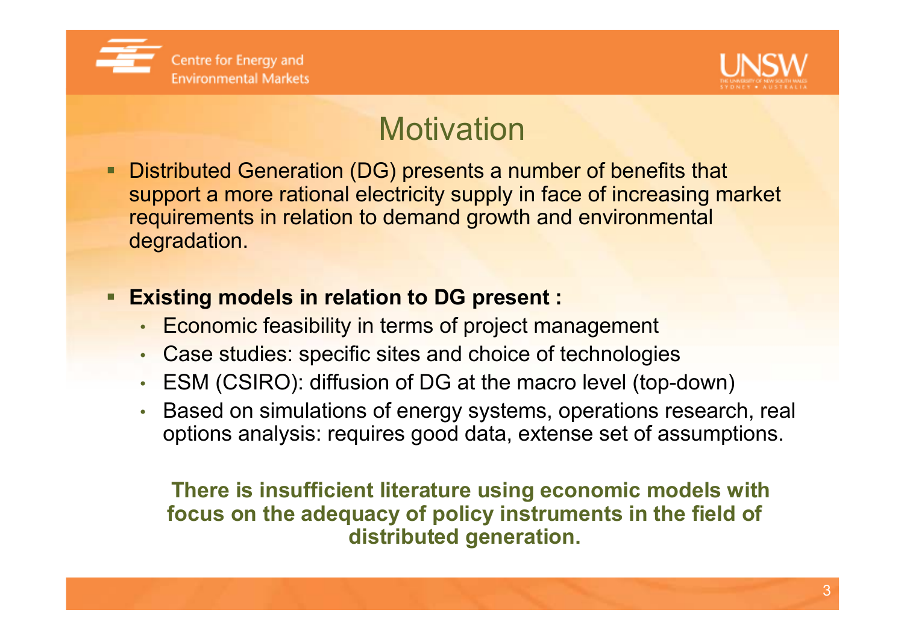# Motivation

- Distributed Generation (DG) presents a number of benefits that support a more rational electricity supply in face of increasing market requirements in relation to demand growth and environmental degradation.

- **Existing models in relation to DG present :**
  - Economic feasibility in terms of project management
  - Case studies: specific sites and choice of technologies
  - ESM (CSIRO): diffusion of DG at the macro level (top-down)
  - Based on simulations of energy systems, operations research, real options analysis: requires good data, extense set of assumptions.

**There is insufficient literature using economic models with focus on the adequacy of policy instruments in the field of distributed generation.**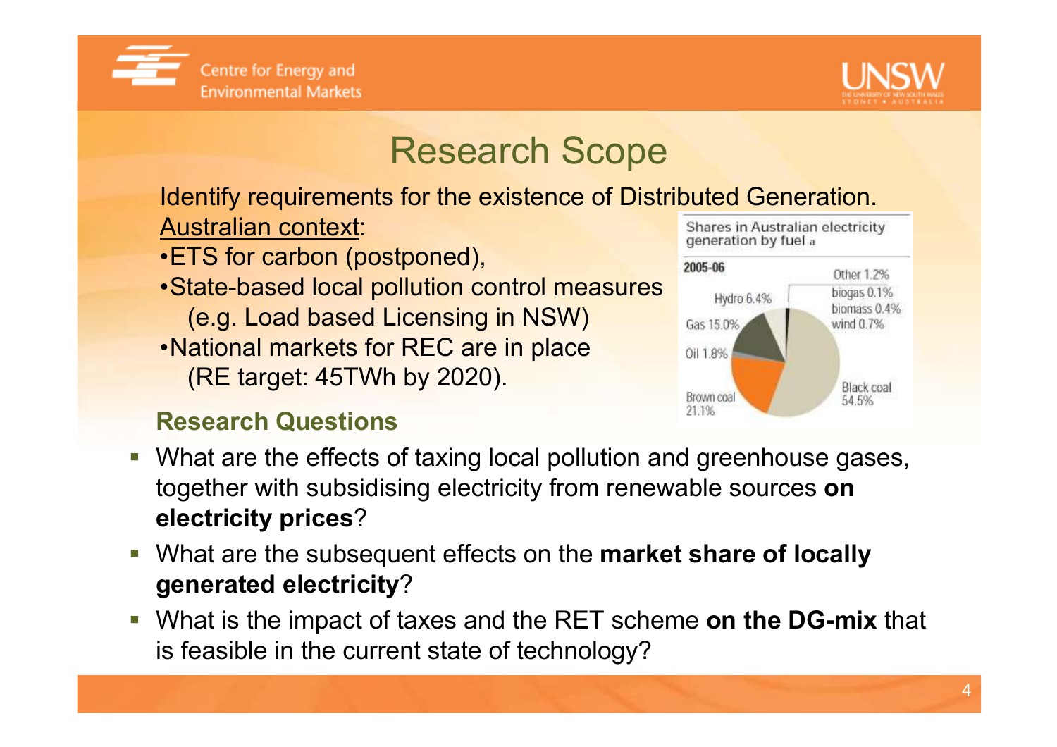# Research Scope

Identify requirements for the existence of Distributed Generation.

Australian context:

- ETS for carbon (postponed),
- State-based local pollution control measures (e.g. Load based Licensing in NSW)
- National markets for REC are in place (RE target: 45TWh by 2020).

Shares in Australian electricity generation by fuel a

2005-06

| Fuel | Share |
|---|---|
| Black coal | 54.5% |
| Brown coal | 21.1% |
| Gas | 15.0% |
| Hydro | 6.4% |
| Oil | 1.8% |
| Other | 1.2% |
| biogas | 0.1% |
| biomass | 0.4% |
| wind | 0.7% |

### Research Questions

- What are the effects of taxing local pollution and greenhouse gases, together with subsidising electricity from renewable sources **on electricity prices**?
- What are the subsequent effects on the **market share of locally generated electricity**?
- What is the impact of taxes and the RET scheme **on the DG-mix** that is feasible in the current state of technology?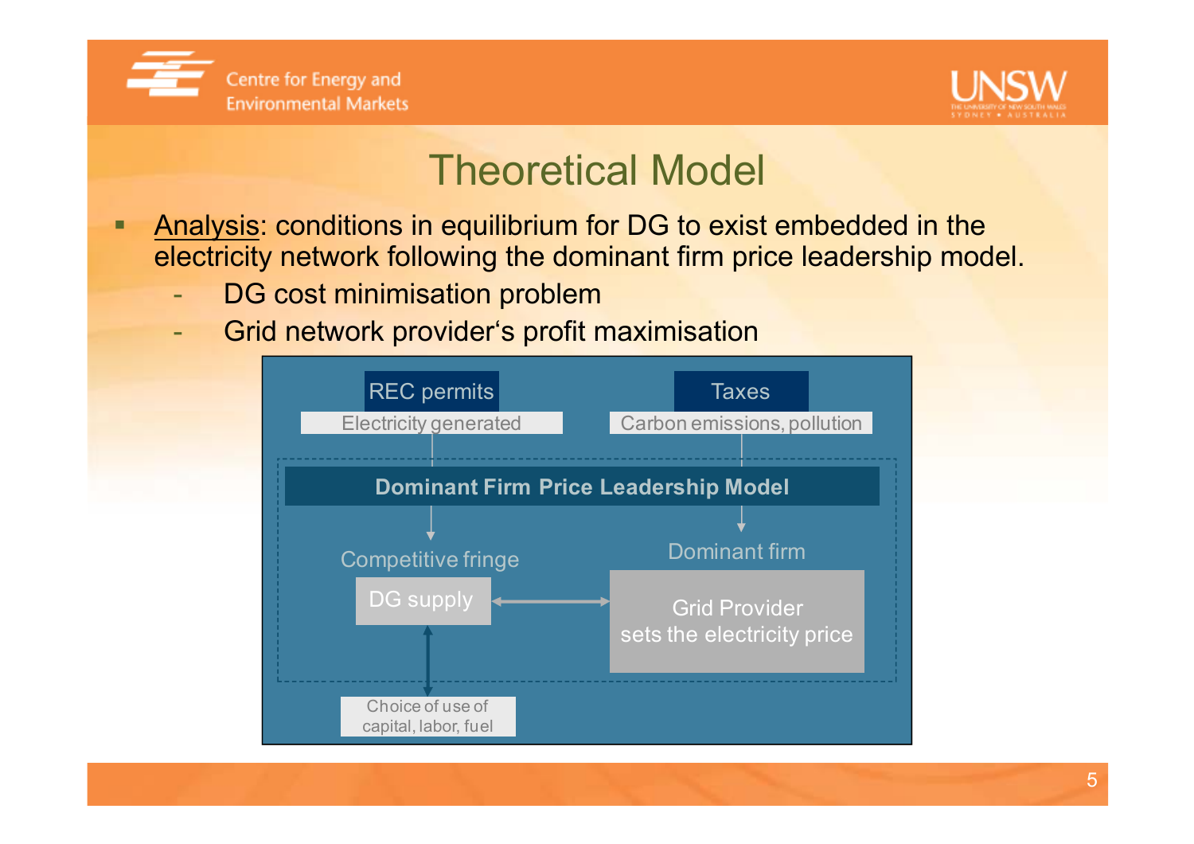# Theoretical Model

- Analysis: conditions in equilibrium for DG to exist embedded in the electricity network following the dominant firm price leadership model.
  - DG cost minimisation problem
  - Grid network provider's profit maximisation

REC permits

Electricity generated

Taxes

Carbon emissions, pollution

**Dominant Firm Price Leadership Model**

Competitive fringe

DG supply

Dominant firm

Grid Provider sets the electricity price

Choice of use of capital, labor, fuel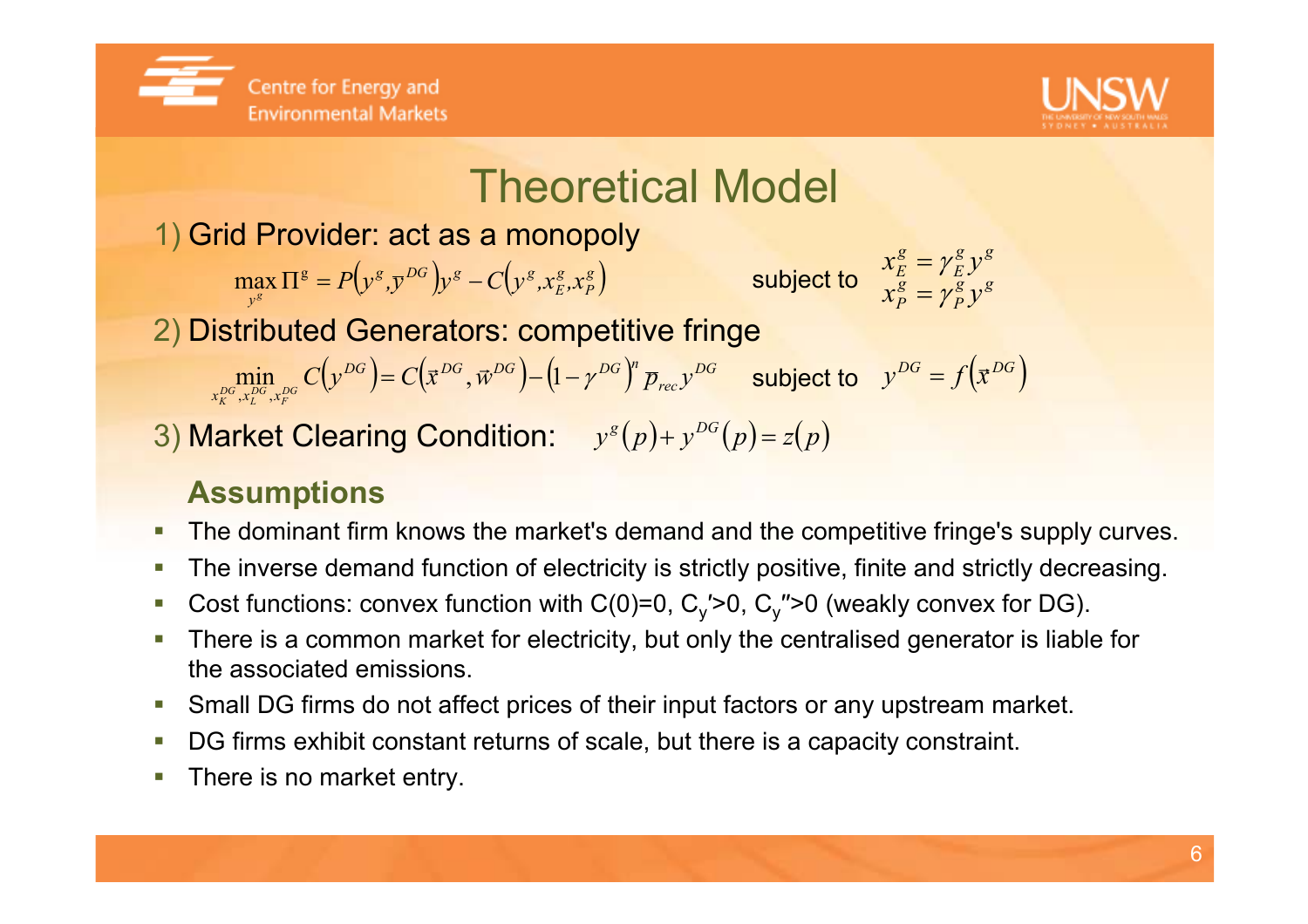# Theoretical Model

1) Grid Provider: act as a monopoly

$$\max_{y^g} \Pi^g = P\left(y^g, \bar{y}^{DG}\right) y^g - C\left(y^g, x_E^g, x_P^g\right) \qquad \text{subject to} \quad \begin{array}{l} x_E^g = \gamma_E^g y^g \\ x_P^g = \gamma_P^g y^g \end{array}$$

2) Distributed Generators: competitive fringe

$$\min_{x_K^{DG}, x_L^{DG}, x_F^{DG}} C\left(y^{DG}\right) = C\left(\vec{x}^{DG}, \vec{w}^{DG}\right) - \left(1 - \gamma^{DG}\right)^n \bar{p}_{rec} y^{DG} \qquad \text{subject to} \quad y^{DG} = f\left(\vec{x}^{DG}\right)$$

3) Market Clearing Condition: $y^g(p) + y^{DG}(p) = z(p)$

## Assumptions

- The dominant firm knows the market's demand and the competitive fringe's supply curves.
- The inverse demand function of electricity is strictly positive, finite and strictly decreasing.
- Cost functions: convex function with $C(0)=0$, $C_y'>0$, $C_y''>0$ (weakly convex for DG).
- There is a common market for electricity, but only the centralised generator is liable for the associated emissions.
- Small DG firms do not affect prices of their input factors or any upstream market.
- DG firms exhibit constant returns of scale, but there is a capacity constraint.
- There is no market entry.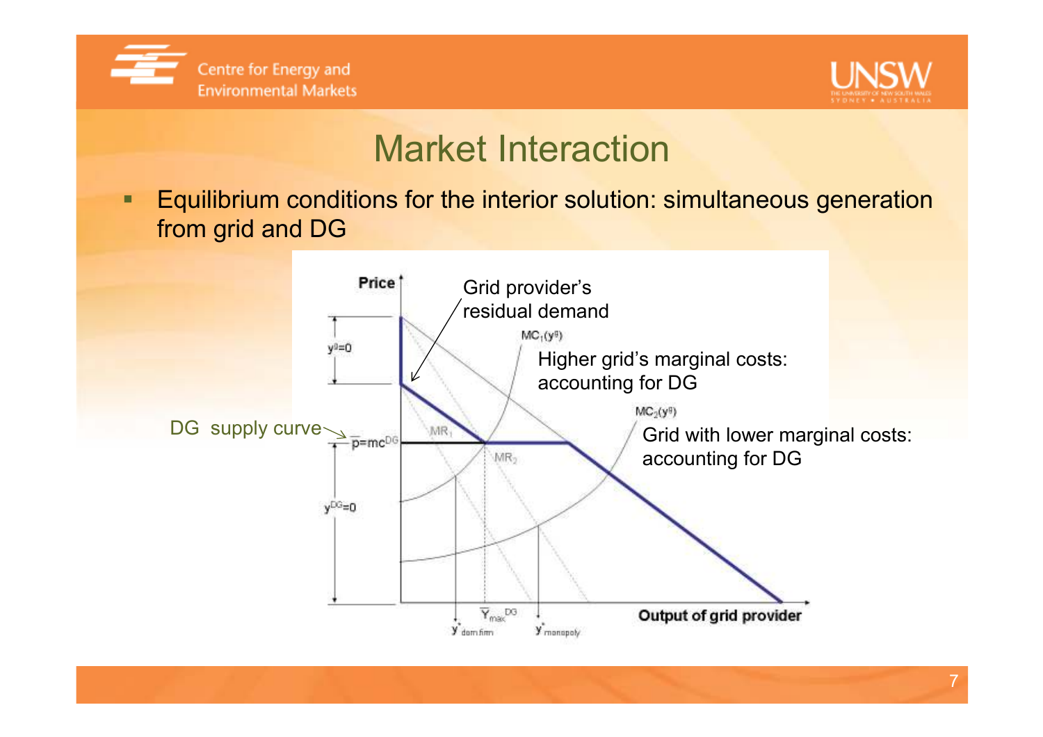# Market Interaction

- Equilibrium conditions for the interior solution: simultaneous generation from grid and DG

Price

Grid provider's residual demand

$MC_1(y^g)$

Higher grid's marginal costs: accounting for DG

$MC_2(y^g)$

Grid with lower marginal costs: accounting for DG

$y^g=0$

DG supply curve

$\bar{p}=mc^{DG}$

$MR_1$

$MR_2$

$y^{DG}=0$

$\bar{Y}_{max}^{DG}$

$y^*_{dom\,firm}$

$y^*_{monopoly}$

Output of grid provider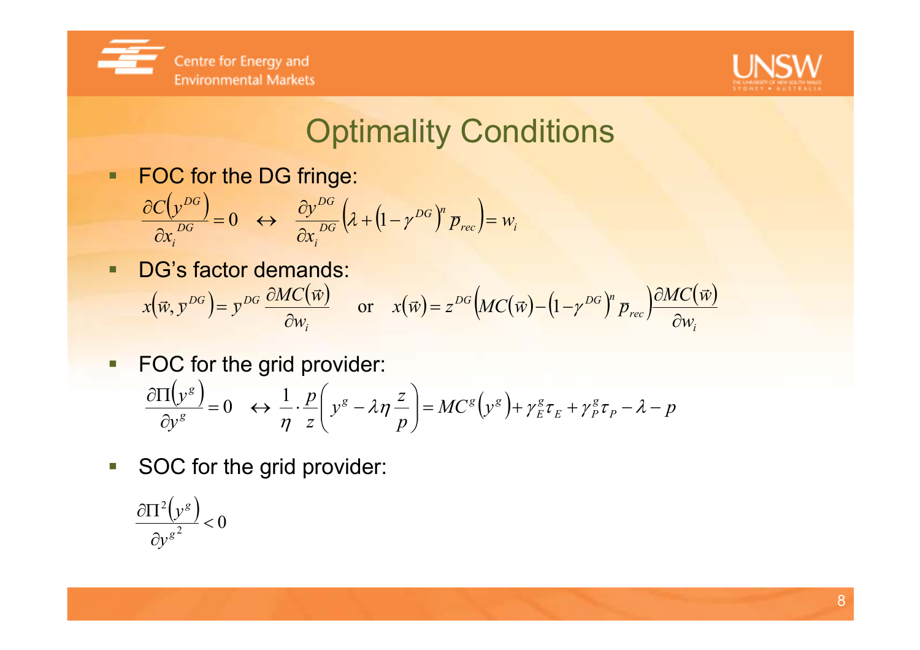# Optimality Conditions

- FOC for the DG fringe:

$$\frac{\partial C\left(y^{DG}\right)}{\partial x_i^{DG}} = 0 \quad \leftrightarrow \quad \frac{\partial y^{DG}}{\partial x_i^{DG}}\left(\lambda + \left(1-\gamma^{DG}\right)^n \overline{p}_{rec}\right) = w_i$$

- DG's factor demands:

$$x\left(\vec{w}, \overline{y}^{DG}\right) = \overline{y}^{DG}\,\frac{\partial MC(\vec{w})}{\partial w_i} \quad \text{or} \quad x(\vec{w}) = z^{DG}\left(MC(\vec{w}) - \left(1-\gamma^{DG}\right)^n \overline{p}_{rec}\right)\frac{\partial MC(\vec{w})}{\partial w_i}$$

- FOC for the grid provider:

$$\frac{\partial \Pi\left(y^g\right)}{\partial y^g} = 0 \quad \leftrightarrow \frac{1}{\eta}\cdot\frac{p}{z}\left(y^g - \lambda\eta\frac{z}{p}\right) = MC^g\left(y^g\right) + \gamma_E^g \tau_E + \gamma_P^g \tau_P - \lambda - p$$

- SOC for the grid provider:

$$\frac{\partial \Pi^2\left(y^g\right)}{\partial {y^g}^2} < 0$$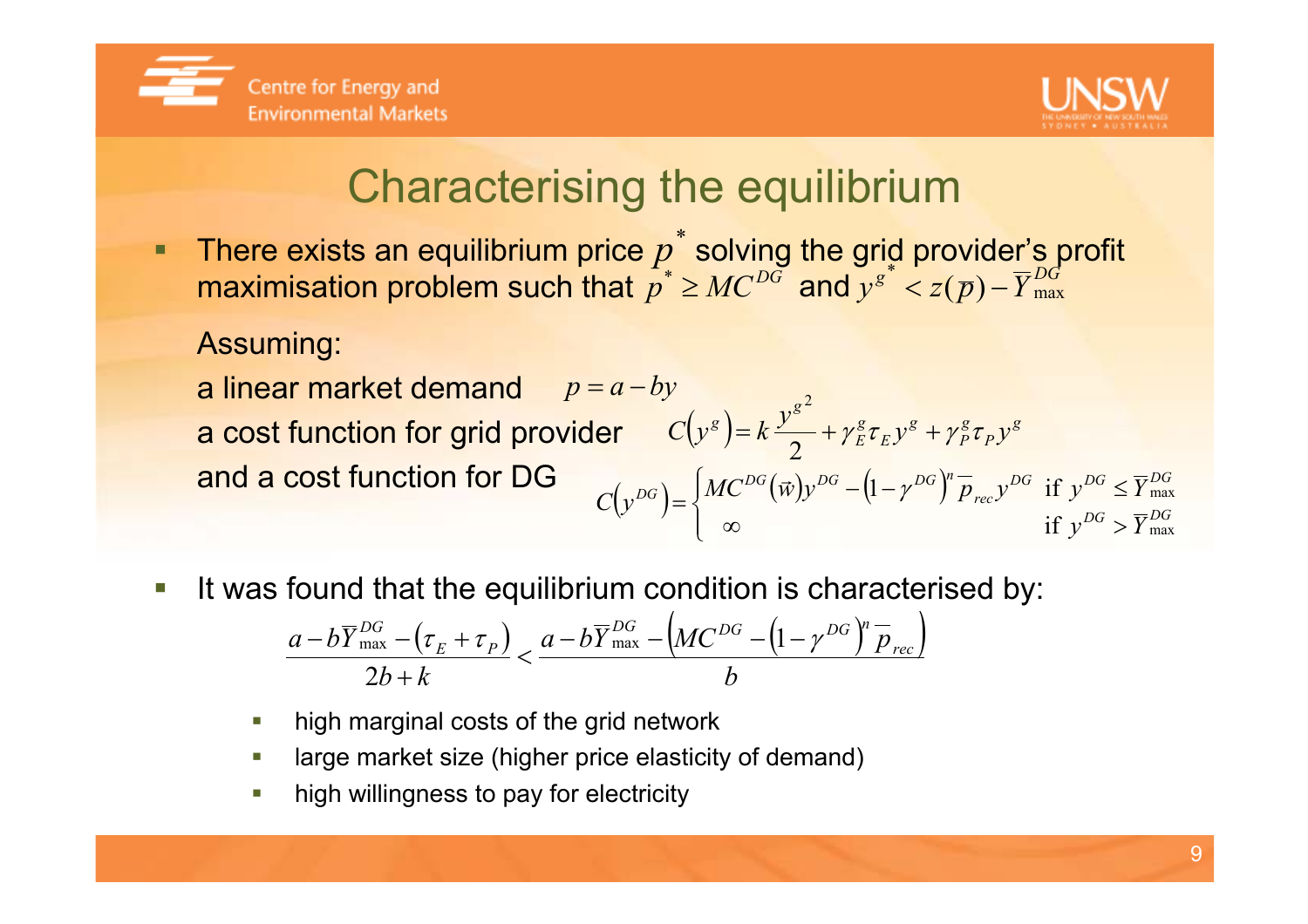# Characterising the equilibrium

- There exists an equilibrium price $p^*$ solving the grid provider's profit maximisation problem such that $p^* \geq MC^{DG}$ and $y^{g^*} < z(\overline{p}) - \overline{Y}_{\max}^{DG}$

  Assuming:

  a linear market demand $p = a - by$

  a cost function for grid provider $C(y^g) = k\frac{{y^g}^2}{2} + \gamma_E^g \tau_E y^g + \gamma_P^g \tau_P y^g$

  and a cost function for DG

  $$C(y^{DG}) = \begin{cases} MC^{DG}(\vec{w})y^{DG} - (1-\gamma^{DG})^n \overline{p}_{rec} y^{DG} & \text{if } y^{DG} \leq \overline{Y}_{\max}^{DG} \\ \infty & \text{if } y^{DG} > \overline{Y}_{\max}^{DG} \end{cases}$$

- It was found that the equilibrium condition is characterised by:

  $$\frac{a - b\overline{Y}_{\max}^{DG} - (\tau_E + \tau_P)}{2b + k} < \frac{a - b\overline{Y}_{\max}^{DG} - \left(MC^{DG} - (1-\gamma^{DG})^n \overline{p}_{rec}\right)}{b}$$

  - high marginal costs of the grid network
  - large market size (higher price elasticity of demand)
  - high willingness to pay for electricity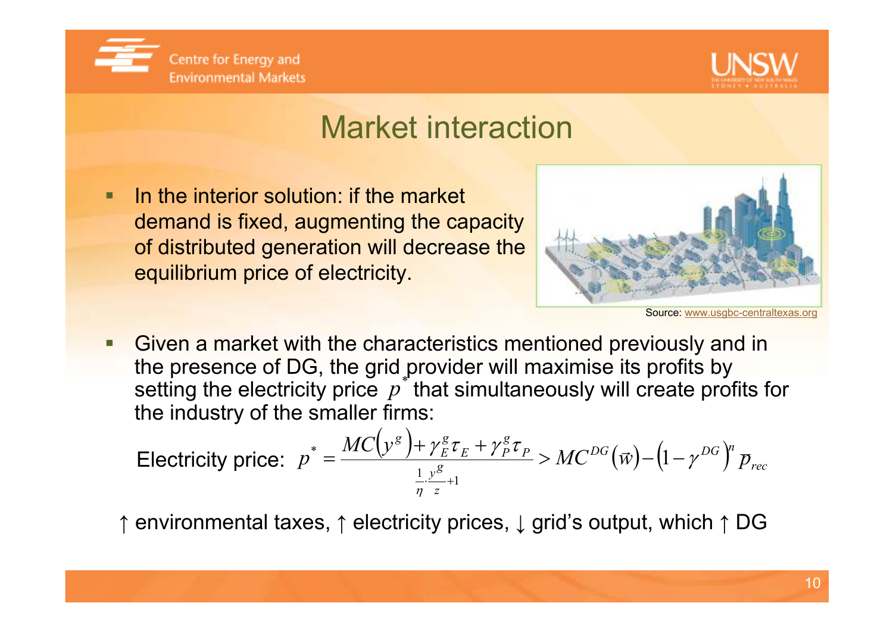# Market interaction

- In the interior solution: if the market demand is fixed, augmenting the capacity of distributed generation will decrease the equilibrium price of electricity.

Source: www.usgbc-centraltexas.org

- Given a market with the characteristics mentioned previously and in the presence of DG, the grid provider will maximise its profits by setting the electricity price $p^*$ that simultaneously will create profits for the industry of the smaller firms:

Electricity price: $$p^* = \frac{MC\left(y^g\right) + \gamma_E^g \tau_E + \gamma_P^g \tau_P}{\frac{1}{\eta} \cdot \frac{y^g}{z} + 1} > MC^{DG}\left(\vec{w}\right) - \left(1 - \gamma^{DG}\right)^n \overline{p}_{rec}$$

↑ environmental taxes, ↑ electricity prices, ↓ grid's output, which ↑ DG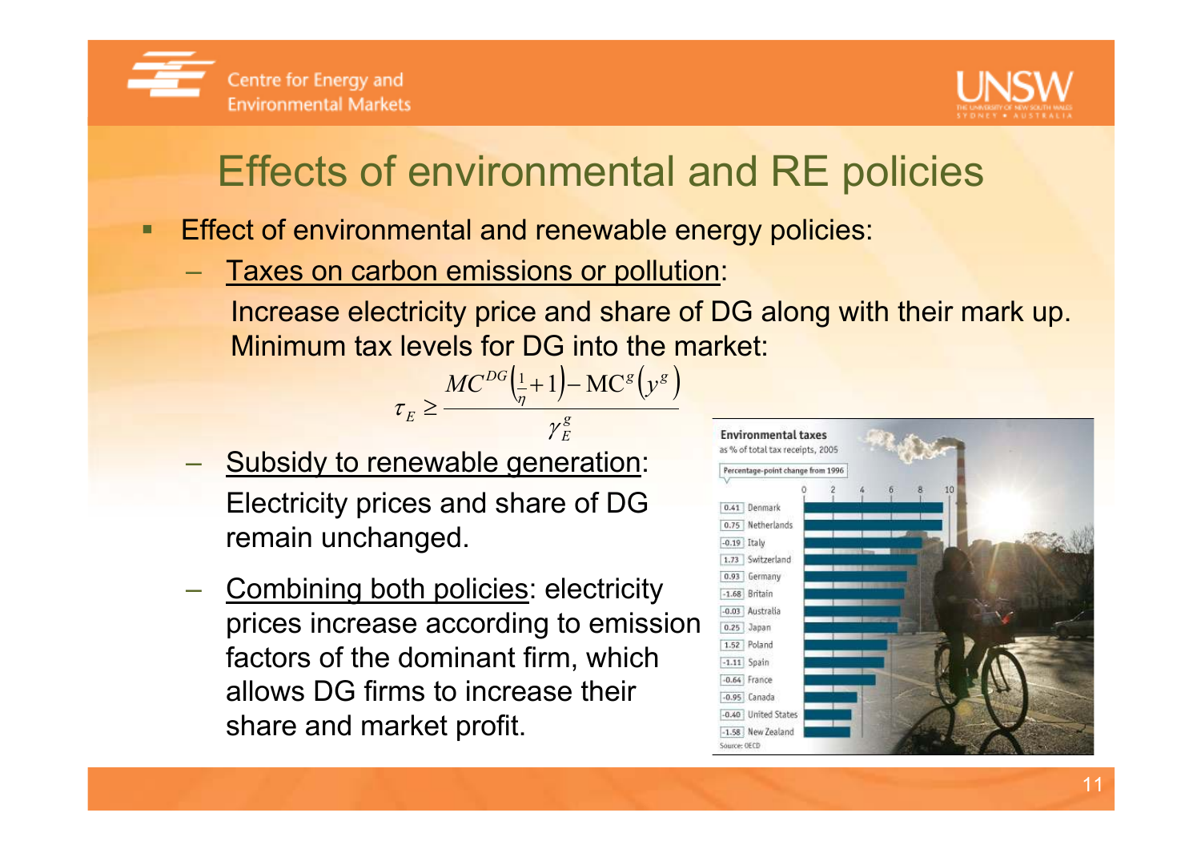# Effects of environmental and RE policies

- Effect of environmental and renewable energy policies:
  - Taxes on carbon emissions or pollution:

    Increase electricity price and share of DG along with their mark up. Minimum tax levels for DG into the market:

$$\tau_E \geq \frac{MC^{DG}\left(\frac{1}{\eta}+1\right) - MC^{g}\left(y^{g}\right)}{\gamma_E^{g}}$$

  - Subsidy to renewable generation: Electricity prices and share of DG remain unchanged.
  - Combining both policies: electricity prices increase according to emission factors of the dominant firm, which allows DG firms to increase their share and market profit.

**Environmental taxes**
as % of total tax receipts, 2005

| Percentage-point change from 1996 | Country |
|---|---|
| 0.41 | Denmark |
| 0.75 | Netherlands |
| -0.19 | Italy |
| 1.73 | Switzerland |
| 0.93 | Germany |
| -1.68 | Britain |
| -0.03 | Australia |
| 0.25 | Japan |
| 1.52 | Poland |
| -1.11 | Spain |
| -0.64 | France |
| -0.95 | Canada |
| -0.40 | United States |
| -1.58 | New Zealand |

Source: OECD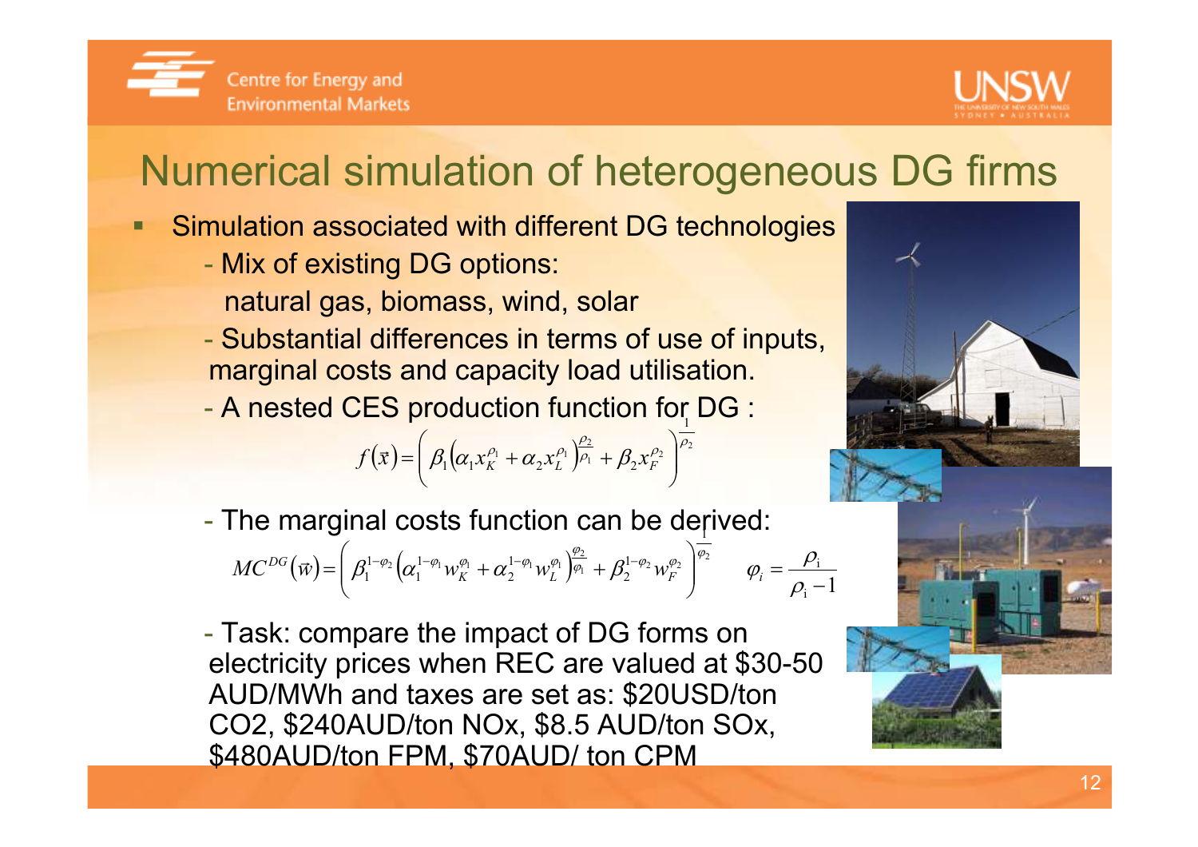# Numerical simulation of heterogeneous DG firms

- Simulation associated with different DG technologies
  - Mix of existing DG options:
    natural gas, biomass, wind, solar
  - Substantial differences in terms of use of inputs, marginal costs and capacity load utilisation.
  - A nested CES production function for DG :

$$f(\vec{x}) = \left( \beta_1 \left( \alpha_1 x_K^{\rho_1} + \alpha_2 x_L^{\rho_1} \right)^{\frac{\rho_2}{\rho_1}} + \beta_2 x_F^{\rho_2} \right)^{\frac{1}{\rho_2}}$$

  - The marginal costs function can be derived:

$$MC^{DG}(\vec{w}) = \left( \beta_1^{1-\varphi_2} \left( \alpha_1^{1-\varphi_1} w_K^{\varphi_1} + \alpha_2^{1-\varphi_1} w_L^{\varphi_1} \right)^{\frac{\varphi_2}{\varphi_1}} + \beta_2^{1-\varphi_2} w_F^{\varphi_2} \right)^{\frac{1}{\varphi_2}} \qquad \varphi_i = \frac{\rho_i}{\rho_i - 1}$$

  - Task: compare the impact of DG forms on electricity prices when REC are valued at $30-50 AUD/MWh and taxes are set as: $20USD/ton CO2, $240AUD/ton NOx, $8.5 AUD/ton SOx, $480AUD/ton FPM, $70AUD/ ton CPM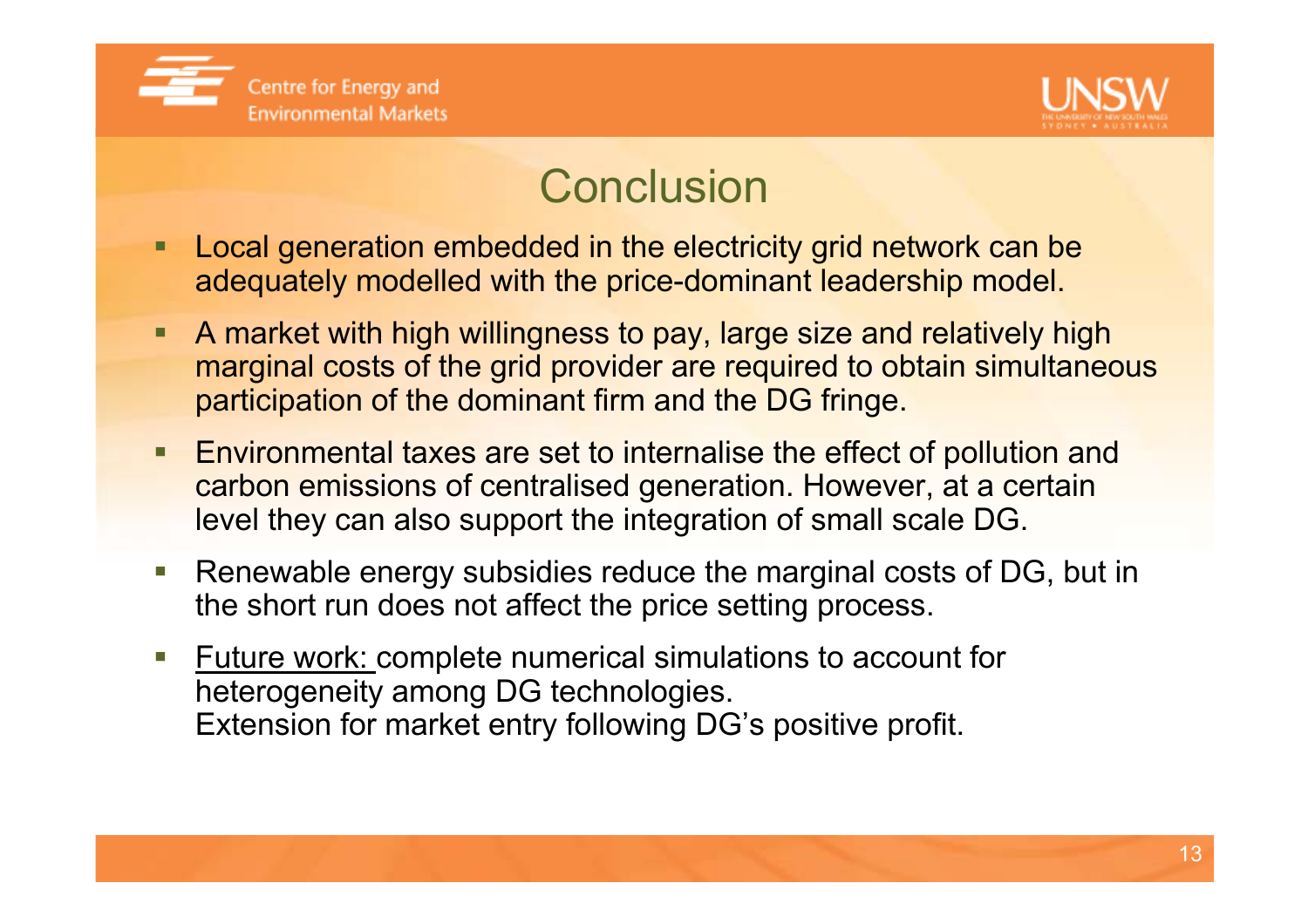# Conclusion

- Local generation embedded in the electricity grid network can be adequately modelled with the price-dominant leadership model.
- A market with high willingness to pay, large size and relatively high marginal costs of the grid provider are required to obtain simultaneous participation of the dominant firm and the DG fringe.
- Environmental taxes are set to internalise the effect of pollution and carbon emissions of centralised generation. However, at a certain level they can also support the integration of small scale DG.
- Renewable energy subsidies reduce the marginal costs of DG, but in the short run does not affect the price setting process.
- <u>Future work:</u> complete numerical simulations to account for heterogeneity among DG technologies.
  Extension for market entry following DG's positive profit.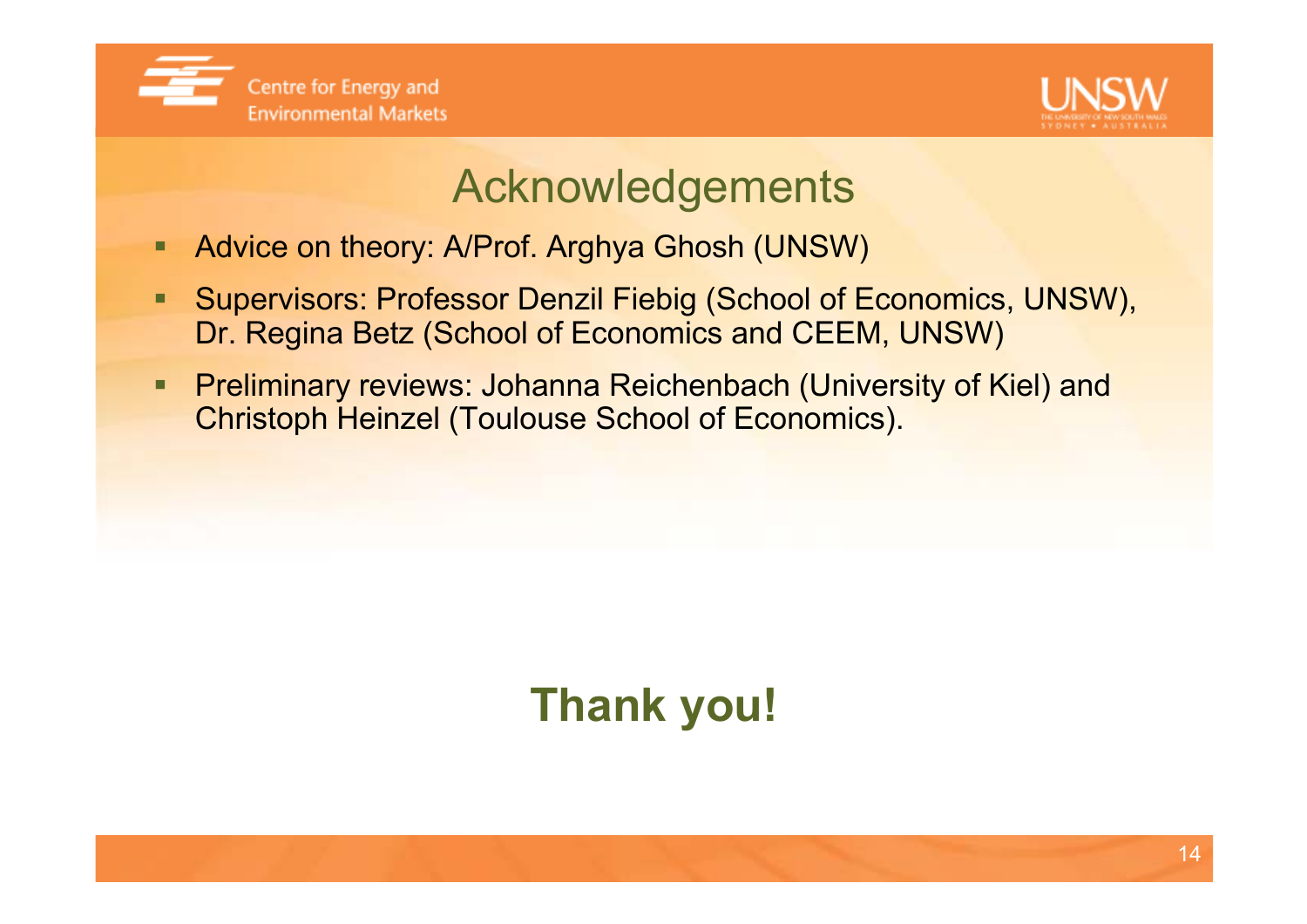## Acknowledgements

- Advice on theory: A/Prof. Arghya Ghosh (UNSW)
- Supervisors: Professor Denzil Fiebig (School of Economics, UNSW), Dr. Regina Betz (School of Economics and CEEM, UNSW)
- Preliminary reviews: Johanna Reichenbach (University of Kiel) and Christoph Heinzel (Toulouse School of Economics).

**Thank you!**